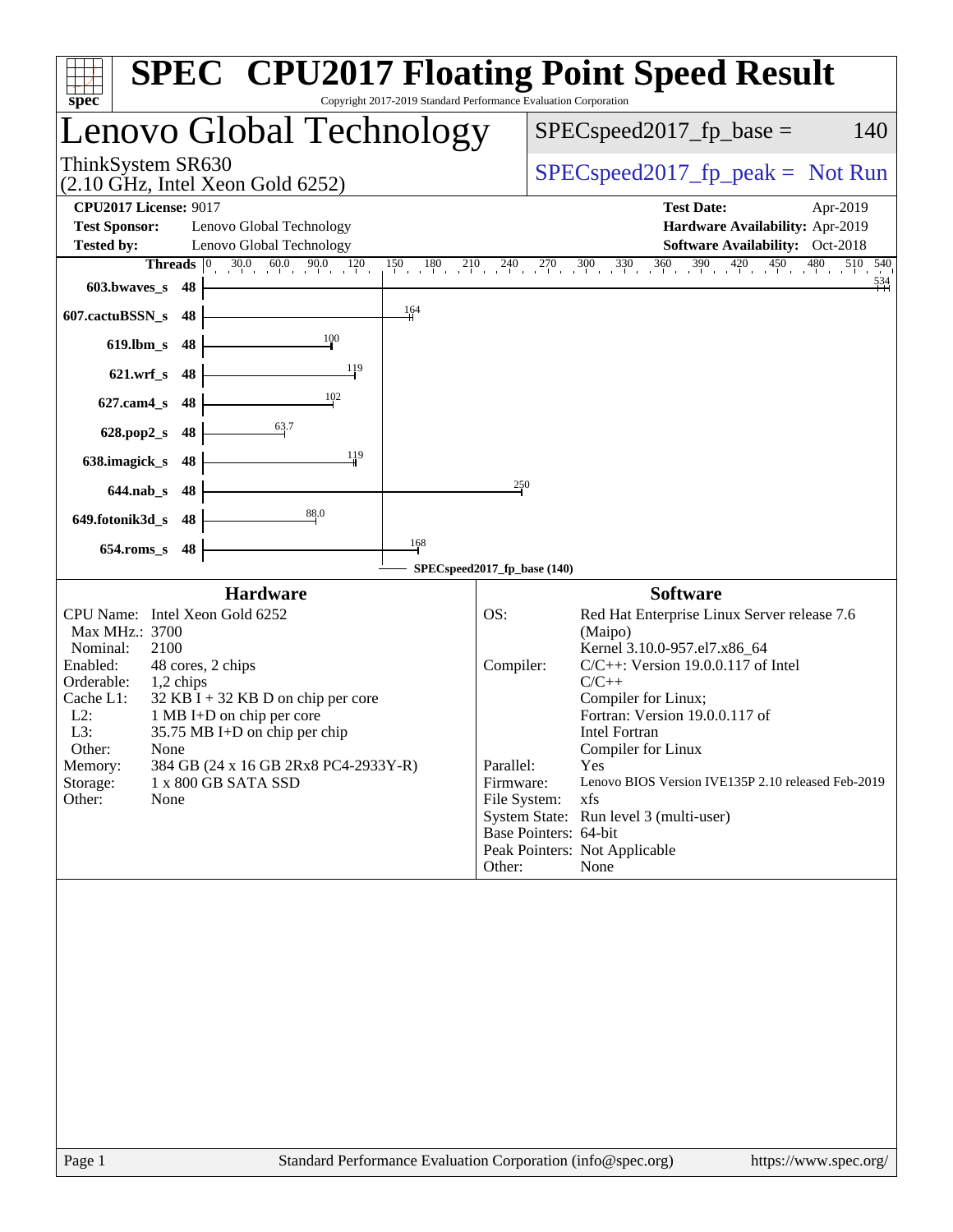# SPEC CPU2017 Floating Point Speed Result

Copyright 2017-2019 Standard Performance Evaluation Corporation

## Lenovo Global Technology

ThinkSystem SR630
(2.10 GHz, Intel Xeon Gold 6252)

SPECspeed2017_fp_base = 140

SPECspeed2017_fp_peak = Not Run

**CPU2017 License:** 9017
**Test Sponsor:** Lenovo Global Technology
**Tested by:** Lenovo Global Technology
**Test Date:** Apr-2019
**Hardware Availability:** Apr-2019
**Software Availability:** Oct-2018

| Benchmark | Threads | SPECspeed2017_fp_base (140) |
|---|---|---|
| 603.bwaves_s | 48 | 534 |
| 607.cactuBSSN_s | 48 | 164 |
| 619.lbm_s | 48 | 100 |
| 621.wrf_s | 48 | 119 |
| 627.cam4_s | 48 | 102 |
| 628.pop2_s | 48 | 63.7 |
| 638.imagick_s | 48 | 119 |
| 644.nab_s | 48 | 250 |
| 649.fotonik3d_s | 48 | 88.0 |
| 654.roms_s | 48 | 168 |

### Hardware

| | |
|---|---|
| CPU Name: | Intel Xeon Gold 6252 |
| Max MHz.: | 3700 |
| Nominal: | 2100 |
| Enabled: | 48 cores, 2 chips |
| Orderable: | 1,2 chips |
| Cache L1: | 32 KB I + 32 KB D on chip per core |
| L2: | 1 MB I+D on chip per core |
| L3: | 35.75 MB I+D on chip per chip |
| Other: | None |
| Memory: | 384 GB (24 x 16 GB 2Rx8 PC4-2933Y-R) |
| Storage: | 1 x 800 GB SATA SSD |
| Other: | None |

### Software

| | |
|---|---|
| OS: | Red Hat Enterprise Linux Server release 7.6 (Maipo) Kernel 3.10.0-957.el7.x86_64 |
| Compiler: | C/C++: Version 19.0.0.117 of Intel C/C++ Compiler for Linux; Fortran: Version 19.0.0.117 of Intel Fortran Compiler for Linux |
| Parallel: | Yes |
| Firmware: | Lenovo BIOS Version IVE135P 2.10 released Feb-2019 |
| File System: | xfs |
| System State: | Run level 3 (multi-user) |
| Base Pointers: | 64-bit |
| Peak Pointers: | Not Applicable |
| Other: | None |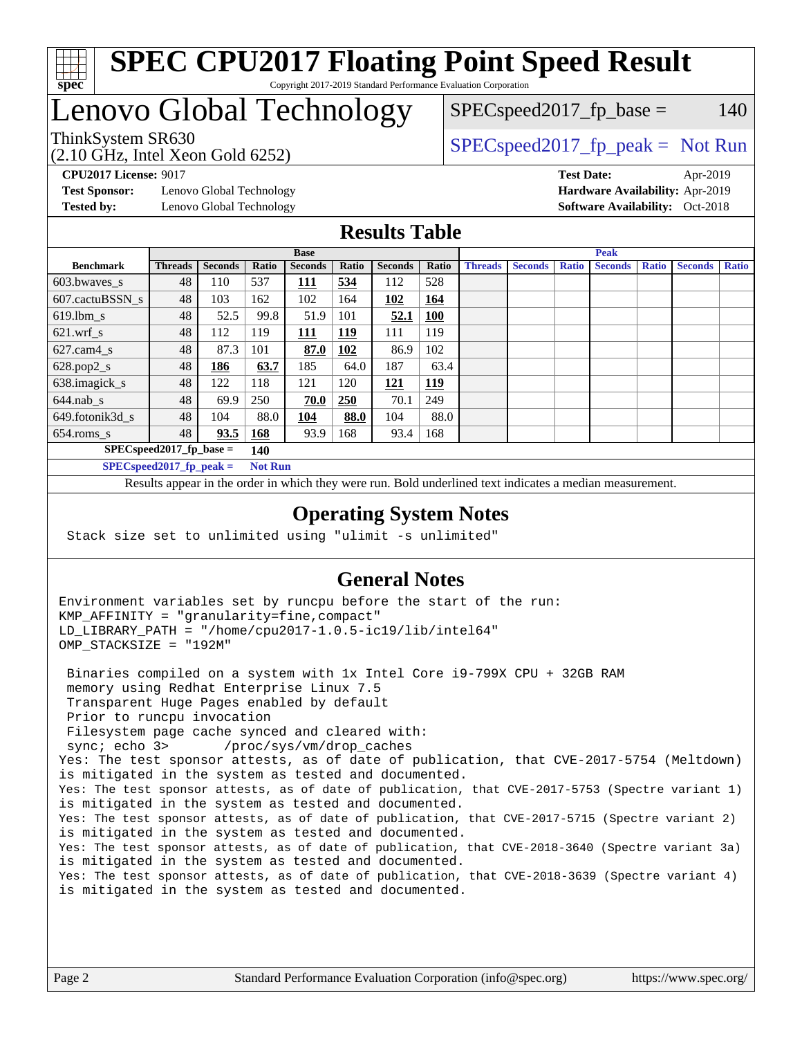# SPEC CPU2017 Floating Point Speed Result

Copyright 2017-2019 Standard Performance Evaluation Corporation

## Lenovo Global Technology

ThinkSystem SR630
(2.10 GHz, Intel Xeon Gold 6252)

SPECspeed2017_fp_base = 140

SPECspeed2017_fp_peak = Not Run

**CPU2017 License:** 9017
**Test Sponsor:** Lenovo Global Technology
**Tested by:** Lenovo Global Technology

**Test Date:** Apr-2019
**Hardware Availability:** Apr-2019
**Software Availability:** Oct-2018

## Results Table

| Benchmark | Base | | | | | | | Peak | | | | | | |
|---|---|---|---|---|---|---|---|---|---|---|---|---|---|---|
| | Threads | Seconds | Ratio | Seconds | Ratio | Seconds | Ratio | Threads | Seconds | Ratio | Seconds | Ratio | Seconds | Ratio |
| 603.bwaves_s | 48 | 110 | 537 | **111** | **534** | 112 | 528 | | | | | | | |
| 607.cactuBSSN_s | 48 | 103 | 162 | 102 | 164 | **102** | **164** | | | | | | | |
| 619.lbm_s | 48 | 52.5 | 99.8 | 51.9 | 101 | **52.1** | **100** | | | | | | | |
| 621.wrf_s | 48 | 112 | 119 | **111** | **119** | 111 | 119 | | | | | | | |
| 627.cam4_s | 48 | 87.3 | 101 | **87.0** | **102** | 86.9 | 102 | | | | | | | |
| 628.pop2_s | 48 | **186** | **63.7** | 185 | 64.0 | 187 | 63.4 | | | | | | | |
| 638.imagick_s | 48 | 122 | 118 | 121 | 120 | **121** | **119** | | | | | | | |
| 644.nab_s | 48 | 69.9 | 250 | **70.0** | **250** | 70.1 | 249 | | | | | | | |
| 649.fotonik3d_s | 48 | 104 | 88.0 | **104** | **88.0** | 104 | 88.0 | | | | | | | |
| 654.roms_s | 48 | **93.5** | **168** | 93.9 | 168 | 93.4 | 168 | | | | | | | |

**SPECspeed2017_fp_base = 140**

**SPECspeed2017_fp_peak = Not Run**

Results appear in the order in which they were run. Bold underlined text indicates a median measurement.

## Operating System Notes

```
Stack size set to unlimited using "ulimit -s unlimited"
```

## General Notes

```
Environment variables set by runcpu before the start of the run:
KMP_AFFINITY = "granularity=fine,compact"
LD_LIBRARY_PATH = "/home/cpu2017-1.0.5-ic19/lib/intel64"
OMP_STACKSIZE = "192M"

 Binaries compiled on a system with 1x Intel Core i9-799X CPU + 32GB RAM
 memory using Redhat Enterprise Linux 7.5
 Transparent Huge Pages enabled by default
 Prior to runcpu invocation
 Filesystem page cache synced and cleared with:
 sync; echo 3>       /proc/sys/vm/drop_caches
Yes: The test sponsor attests, as of date of publication, that CVE-2017-5754 (Meltdown)
is mitigated in the system as tested and documented.
Yes: The test sponsor attests, as of date of publication, that CVE-2017-5753 (Spectre variant 1)
is mitigated in the system as tested and documented.
Yes: The test sponsor attests, as of date of publication, that CVE-2017-5715 (Spectre variant 2)
is mitigated in the system as tested and documented.
Yes: The test sponsor attests, as of date of publication, that CVE-2018-3640 (Spectre variant 3a)
is mitigated in the system as tested and documented.
Yes: The test sponsor attests, as of date of publication, that CVE-2018-3639 (Spectre variant 4)
is mitigated in the system as tested and documented.
```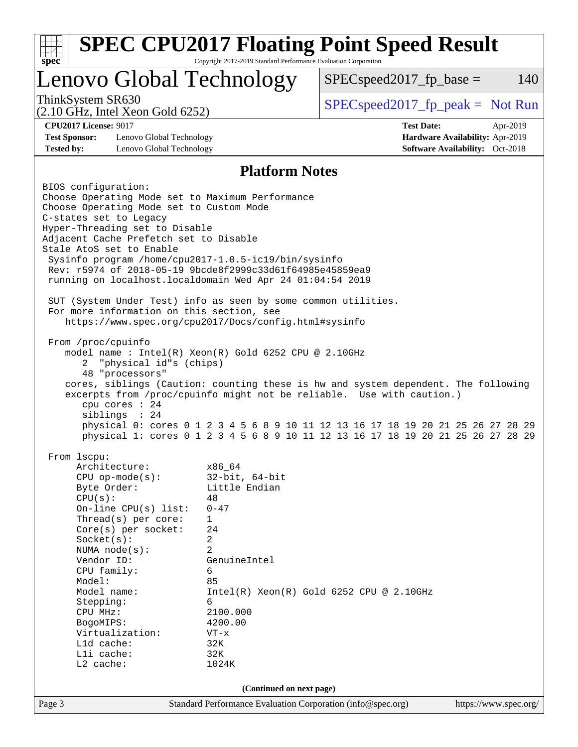# SPEC CPU2017 Floating Point Speed Result

Copyright 2017-2019 Standard Performance Evaluation Corporation

## Lenovo Global Technology

ThinkSystem SR630
(2.10 GHz, Intel Xeon Gold 6252)

SPECspeed2017_fp_base = 140

SPECspeed2017_fp_peak = Not Run

**CPU2017 License:** 9017
**Test Sponsor:** Lenovo Global Technology
**Tested by:** Lenovo Global Technology

**Test Date:** Apr-2019
**Hardware Availability:** Apr-2019
**Software Availability:** Oct-2018

### Platform Notes

```
BIOS configuration:
Choose Operating Mode set to Maximum Performance
Choose Operating Mode set to Custom Mode
C-states set to Legacy
Hyper-Threading set to Disable
Adjacent Cache Prefetch set to Disable
Stale AtoS set to Enable
 Sysinfo program /home/cpu2017-1.0.5-ic19/bin/sysinfo
 Rev: r5974 of 2018-05-19 9bcde8f2999c33d61f64985e45859ea9
 running on localhost.localdomain Wed Apr 24 01:04:54 2019

 SUT (System Under Test) info as seen by some common utilities.
 For more information on this section, see
    https://www.spec.org/cpu2017/Docs/config.html#sysinfo

 From /proc/cpuinfo
    model name : Intel(R) Xeon(R) Gold 6252 CPU @ 2.10GHz
       2  "physical id"s (chips)
       48 "processors"
    cores, siblings (Caution: counting these is hw and system dependent. The following
    excerpts from /proc/cpuinfo might not be reliable.  Use with caution.)
       cpu cores : 24
       siblings  : 24
       physical 0: cores 0 1 2 3 4 5 6 8 9 10 11 12 13 16 17 18 19 20 21 25 26 27 28 29
       physical 1: cores 0 1 2 3 4 5 6 8 9 10 11 12 13 16 17 18 19 20 21 25 26 27 28 29

 From lscpu:
      Architecture:          x86_64
      CPU op-mode(s):        32-bit, 64-bit
      Byte Order:            Little Endian
      CPU(s):                48
      On-line CPU(s) list:   0-47
      Thread(s) per core:    1
      Core(s) per socket:    24
      Socket(s):             2
      NUMA node(s):          2
      Vendor ID:             GenuineIntel
      CPU family:            6
      Model:                 85
      Model name:            Intel(R) Xeon(R) Gold 6252 CPU @ 2.10GHz
      Stepping:              6
      CPU MHz:               2100.000
      BogoMIPS:              4200.00
      Virtualization:        VT-x
      L1d cache:             32K
      L1i cache:             32K
      L2 cache:              1024K
```

(Continued on next page)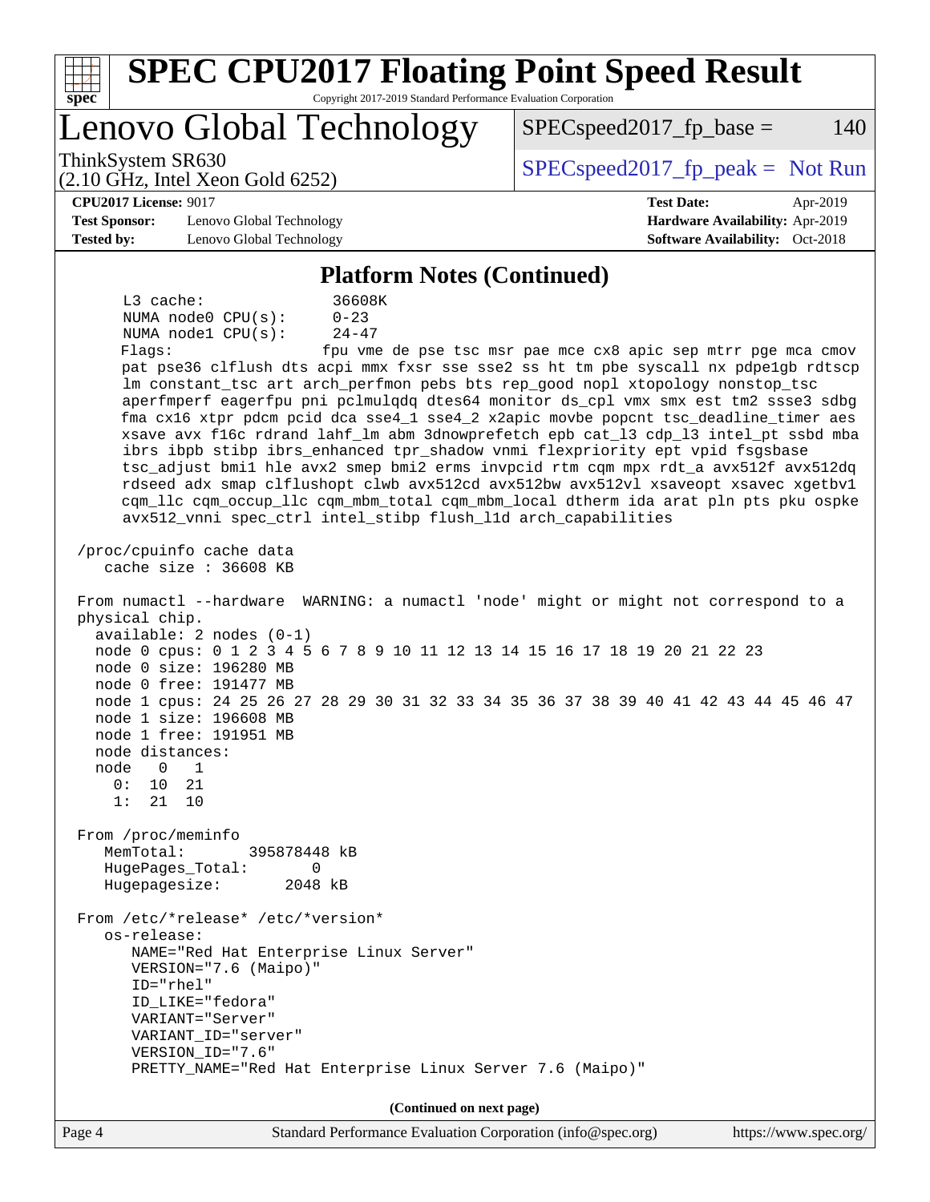## Platform Notes (Continued)

```
     L3 cache:              36608K
     NUMA node0 CPU(s):     0-23
     NUMA node1 CPU(s):     24-47
     Flags:                 fpu vme de pse tsc msr pae mce cx8 apic sep mtrr pge mca cmov
     pat pse36 clflush dts acpi mmx fxsr sse sse2 ss ht tm pbe syscall nx pdpe1gb rdtscp
     lm constant_tsc art arch_perfmon pebs bts rep_good nopl xtopology nonstop_tsc
     aperfmperf eagerfpu pni pclmulqdq dtes64 monitor ds_cpl vmx smx est tm2 ssse3 sdbg
     fma cx16 xtpr pdcm pcid dca sse4_1 sse4_2 x2apic movbe popcnt tsc_deadline_timer aes
     xsave avx f16c rdrand lahf_lm abm 3dnowprefetch epb cat_l3 cdp_l3 intel_pt ssbd mba
     ibrs ibpb stibp ibrs_enhanced tpr_shadow vnmi flexpriority ept vpid fsgsbase
     tsc_adjust bmi1 hle avx2 smep bmi2 erms invpcid rtm cqm mpx rdt_a avx512f avx512dq
     rdseed adx smap clflushopt clwb avx512cd avx512bw avx512vl xsaveopt xsavec xgetbv1
     cqm_llc cqm_occup_llc cqm_mbm_total cqm_mbm_local dtherm ida arat pln pts pku ospke
     avx512_vnni spec_ctrl intel_stibp flush_l1d arch_capabilities

 /proc/cpuinfo cache data
    cache size : 36608 KB

 From numactl --hardware  WARNING: a numactl 'node' might or might not correspond to a
 physical chip.
   available: 2 nodes (0-1)
   node 0 cpus: 0 1 2 3 4 5 6 7 8 9 10 11 12 13 14 15 16 17 18 19 20 21 22 23
   node 0 size: 196280 MB
   node 0 free: 191477 MB
   node 1 cpus: 24 25 26 27 28 29 30 31 32 33 34 35 36 37 38 39 40 41 42 43 44 45 46 47
   node 1 size: 196608 MB
   node 1 free: 191951 MB
   node distances:
   node   0   1
     0:  10  21
     1:  21  10

 From /proc/meminfo
    MemTotal:       395878448 kB
    HugePages_Total:       0
    Hugepagesize:       2048 kB

 From /etc/*release* /etc/*version*
    os-release:
       NAME="Red Hat Enterprise Linux Server"
       VERSION="7.6 (Maipo)"
       ID="rhel"
       ID_LIKE="fedora"
       VARIANT="Server"
       VARIANT_ID="server"
       VERSION_ID="7.6"
       PRETTY_NAME="Red Hat Enterprise Linux Server 7.6 (Maipo)"
```

(Continued on next page)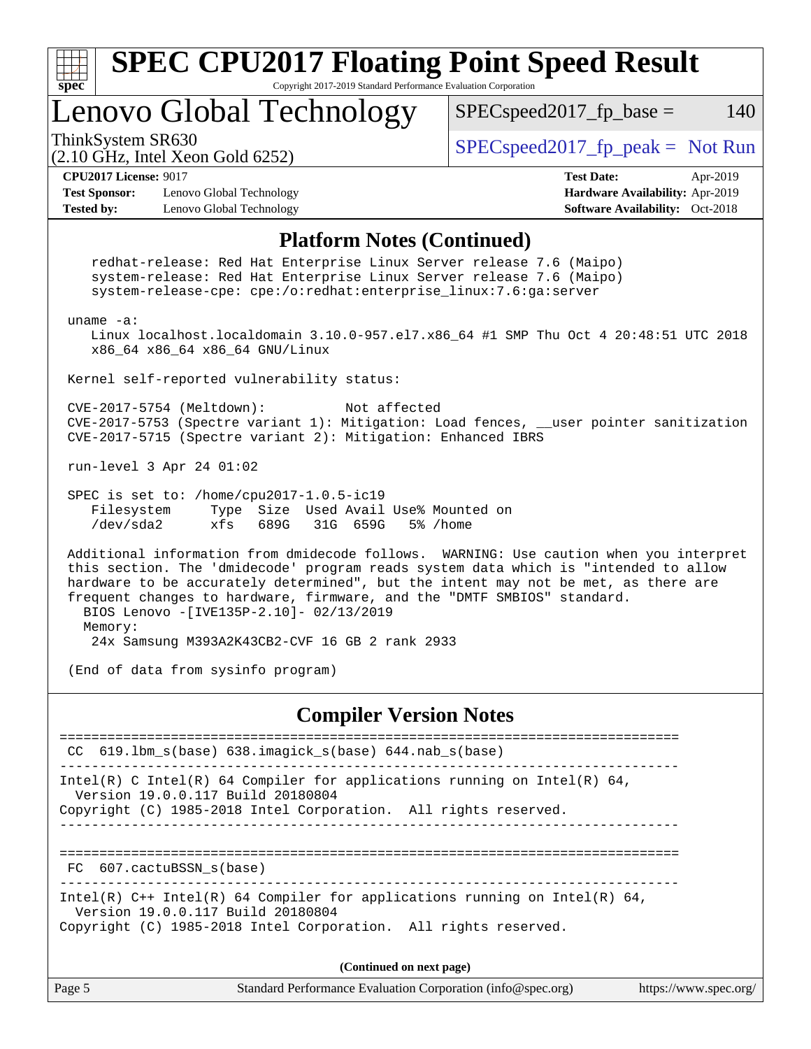# SPEC CPU2017 Floating Point Speed Result

Copyright 2017-2019 Standard Performance Evaluation Corporation

## Lenovo Global Technology

ThinkSystem SR630
(2.10 GHz, Intel Xeon Gold 6252)

SPECspeed2017_fp_base = 140

SPECspeed2017_fp_peak = Not Run

**CPU2017 License:** 9017
**Test Sponsor:** Lenovo Global Technology
**Tested by:** Lenovo Global Technology

**Test Date:** Apr-2019
**Hardware Availability:** Apr-2019
**Software Availability:** Oct-2018

### Platform Notes (Continued)

```
    redhat-release: Red Hat Enterprise Linux Server release 7.6 (Maipo)
    system-release: Red Hat Enterprise Linux Server release 7.6 (Maipo)
    system-release-cpe: cpe:/o:redhat:enterprise_linux:7.6:ga:server

 uname -a:
    Linux localhost.localdomain 3.10.0-957.el7.x86_64 #1 SMP Thu Oct 4 20:48:51 UTC 2018
    x86_64 x86_64 x86_64 GNU/Linux

 Kernel self-reported vulnerability status:

 CVE-2017-5754 (Meltdown):          Not affected
 CVE-2017-5753 (Spectre variant 1): Mitigation: Load fences, __user pointer sanitization
 CVE-2017-5715 (Spectre variant 2): Mitigation: Enhanced IBRS

 run-level 3 Apr 24 01:02

 SPEC is set to: /home/cpu2017-1.0.5-ic19
    Filesystem     Type  Size  Used Avail Use% Mounted on
    /dev/sda2      xfs   689G   31G  659G   5% /home

 Additional information from dmidecode follows.  WARNING: Use caution when you interpret
 this section. The 'dmidecode' program reads system data which is "intended to allow
 hardware to be accurately determined", but the intent may not be met, as there are
 frequent changes to hardware, firmware, and the "DMTF SMBIOS" standard.
   BIOS Lenovo -[IVE135P-2.10]- 02/13/2019
   Memory:
    24x Samsung M393A2K43CB2-CVF 16 GB 2 rank 2933

 (End of data from sysinfo program)
```

### Compiler Version Notes

```
==============================================================================
 CC  619.lbm_s(base) 638.imagick_s(base) 644.nab_s(base)
------------------------------------------------------------------------------
Intel(R) C Intel(R) 64 Compiler for applications running on Intel(R) 64,
  Version 19.0.0.117 Build 20180804
Copyright (C) 1985-2018 Intel Corporation.  All rights reserved.
------------------------------------------------------------------------------

==============================================================================
 FC  607.cactuBSSN_s(base)
------------------------------------------------------------------------------
Intel(R) C++ Intel(R) 64 Compiler for applications running on Intel(R) 64,
  Version 19.0.0.117 Build 20180804
Copyright (C) 1985-2018 Intel Corporation.  All rights reserved.
```

(Continued on next page)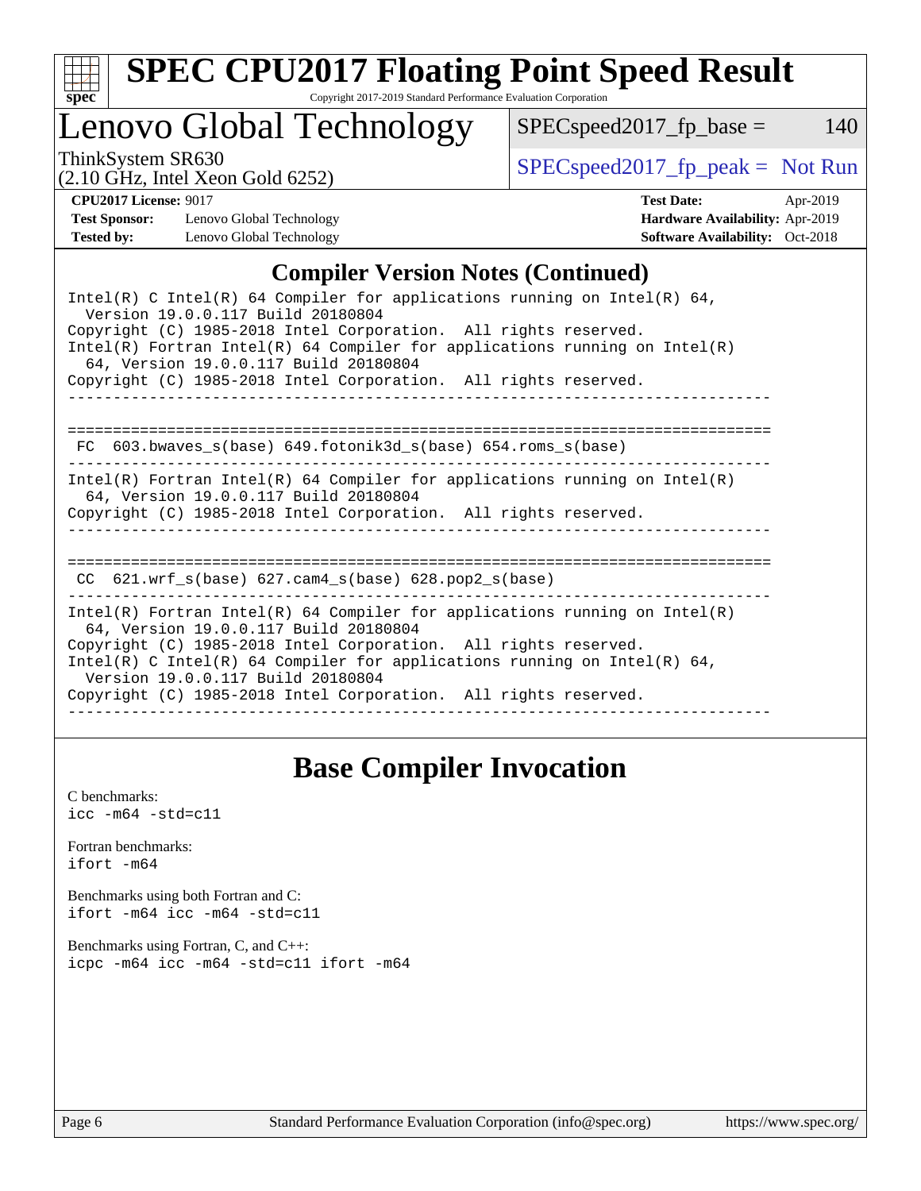## Compiler Version Notes (Continued)

```
Intel(R) C Intel(R) 64 Compiler for applications running on Intel(R) 64,
  Version 19.0.0.117 Build 20180804
Copyright (C) 1985-2018 Intel Corporation.  All rights reserved.
Intel(R) Fortran Intel(R) 64 Compiler for applications running on Intel(R)
  64, Version 19.0.0.117 Build 20180804
Copyright (C) 1985-2018 Intel Corporation.  All rights reserved.
------------------------------------------------------------------------------

==============================================================================
 FC  603.bwaves_s(base) 649.fotonik3d_s(base) 654.roms_s(base)
------------------------------------------------------------------------------
Intel(R) Fortran Intel(R) 64 Compiler for applications running on Intel(R)
  64, Version 19.0.0.117 Build 20180804
Copyright (C) 1985-2018 Intel Corporation.  All rights reserved.
------------------------------------------------------------------------------

==============================================================================
 CC  621.wrf_s(base) 627.cam4_s(base) 628.pop2_s(base)
------------------------------------------------------------------------------
Intel(R) Fortran Intel(R) 64 Compiler for applications running on Intel(R)
  64, Version 19.0.0.117 Build 20180804
Copyright (C) 1985-2018 Intel Corporation.  All rights reserved.
Intel(R) C Intel(R) 64 Compiler for applications running on Intel(R) 64,
  Version 19.0.0.117 Build 20180804
Copyright (C) 1985-2018 Intel Corporation.  All rights reserved.
------------------------------------------------------------------------------
```

## Base Compiler Invocation

C benchmarks:
```
icc -m64 -std=c11
```

Fortran benchmarks:
```
ifort -m64
```

Benchmarks using both Fortran and C:
```
ifort -m64 icc -m64 -std=c11
```

Benchmarks using Fortran, C, and C++:
```
icpc -m64 icc -m64 -std=c11 ifort -m64
```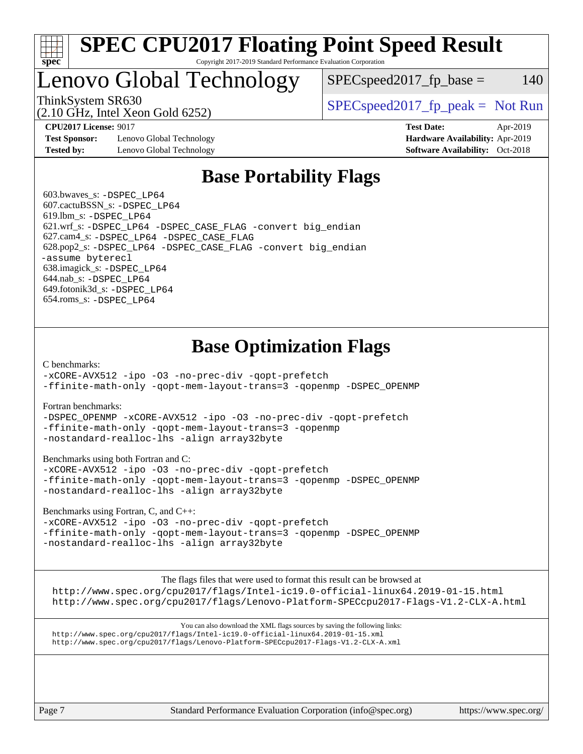# SPEC CPU2017 Floating Point Speed Result

Copyright 2017-2019 Standard Performance Evaluation Corporation

# Lenovo Global Technology

ThinkSystem SR630
(2.10 GHz, Intel Xeon Gold 6252)

SPECspeed2017_fp_base = 140

SPECspeed2017_fp_peak = Not Run

**CPU2017 License:** 9017
**Test Sponsor:** Lenovo Global Technology
**Tested by:** Lenovo Global Technology

**Test Date:** Apr-2019
**Hardware Availability:** Apr-2019
**Software Availability:** Oct-2018

## Base Portability Flags

603.bwaves_s: -DSPEC_LP64
607.cactuBSSN_s: -DSPEC_LP64
619.lbm_s: -DSPEC_LP64
621.wrf_s: -DSPEC_LP64 -DSPEC_CASE_FLAG -convert big_endian
627.cam4_s: -DSPEC_LP64 -DSPEC_CASE_FLAG
628.pop2_s: -DSPEC_LP64 -DSPEC_CASE_FLAG -convert big_endian -assume byterecl
638.imagick_s: -DSPEC_LP64
644.nab_s: -DSPEC_LP64
649.fotonik3d_s: -DSPEC_LP64
654.roms_s: -DSPEC_LP64

## Base Optimization Flags

C benchmarks:
-xCORE-AVX512 -ipo -O3 -no-prec-div -qopt-prefetch -ffinite-math-only -qopt-mem-layout-trans=3 -qopenmp -DSPEC_OPENMP

Fortran benchmarks:
-DSPEC_OPENMP -xCORE-AVX512 -ipo -O3 -no-prec-div -qopt-prefetch -ffinite-math-only -qopt-mem-layout-trans=3 -qopenmp -nostandard-realloc-lhs -align array32byte

Benchmarks using both Fortran and C:
-xCORE-AVX512 -ipo -O3 -no-prec-div -qopt-prefetch -ffinite-math-only -qopt-mem-layout-trans=3 -qopenmp -DSPEC_OPENMP -nostandard-realloc-lhs -align array32byte

Benchmarks using Fortran, C, and C++:
-xCORE-AVX512 -ipo -O3 -no-prec-div -qopt-prefetch -ffinite-math-only -qopt-mem-layout-trans=3 -qopenmp -DSPEC_OPENMP -nostandard-realloc-lhs -align array32byte

The flags files that were used to format this result can be browsed at
http://www.spec.org/cpu2017/flags/Intel-ic19.0-official-linux64.2019-01-15.html
http://www.spec.org/cpu2017/flags/Lenovo-Platform-SPECcpu2017-Flags-V1.2-CLX-A.html

You can also download the XML flags sources by saving the following links:
http://www.spec.org/cpu2017/flags/Intel-ic19.0-official-linux64.2019-01-15.xml
http://www.spec.org/cpu2017/flags/Lenovo-Platform-SPECcpu2017-Flags-V1.2-CLX-A.xml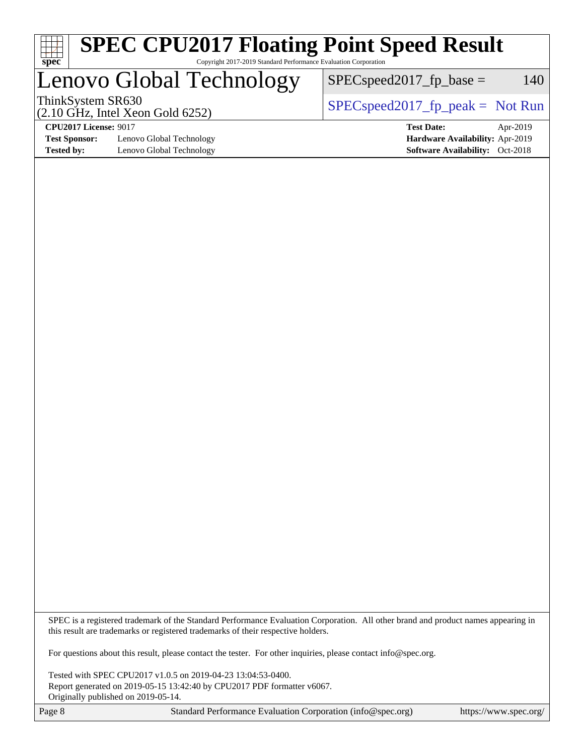SPEC is a registered trademark of the Standard Performance Evaluation Corporation. All other brand and product names appearing in this result are trademarks or registered trademarks of their respective holders.

For questions about this result, please contact the tester. For other inquiries, please contact info@spec.org.

Tested with SPEC CPU2017 v1.0.5 on 2019-04-23 13:04:53-0400.
Report generated on 2019-05-15 13:42:40 by CPU2017 PDF formatter v6067.
Originally published on 2019-05-14.